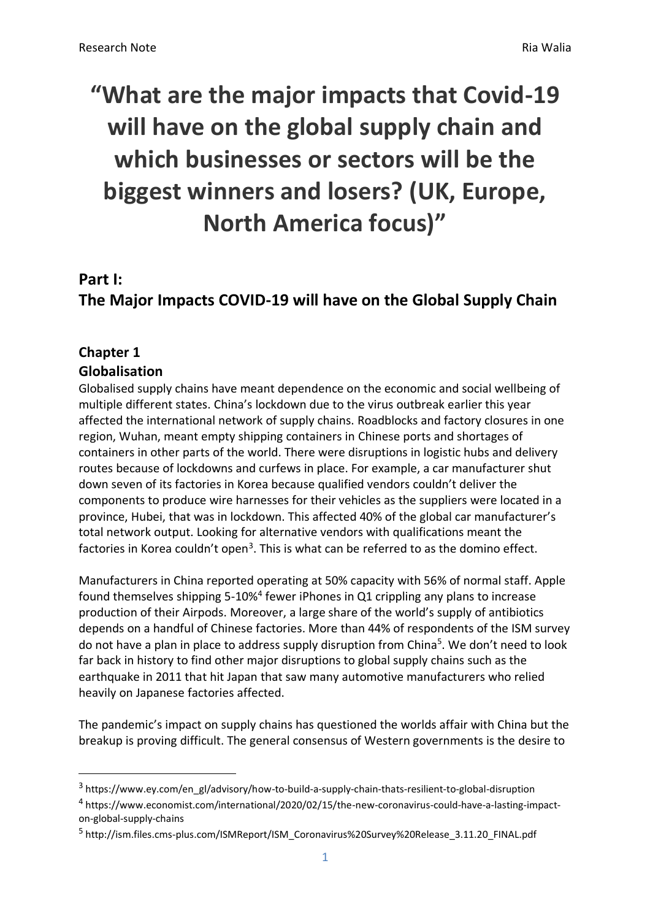# "What are the major impacts that Covid-19 will have on the global supply chain and which businesses or sectors will be the biggest winners and losers? (UK, Europe, North America focus)"

## Part I:
## The Major Impacts COVID-19 will have on the Global Supply Chain

### Chapter 1
### Globalisation

Globalised supply chains have meant dependence on the economic and social wellbeing of multiple different states. China's lockdown due to the virus outbreak earlier this year affected the international network of supply chains. Roadblocks and factory closures in one region, Wuhan, meant empty shipping containers in Chinese ports and shortages of containers in other parts of the world. There were disruptions in logistic hubs and delivery routes because of lockdowns and curfews in place. For example, a car manufacturer shut down seven of its factories in Korea because qualified vendors couldn't deliver the components to produce wire harnesses for their vehicles as the suppliers were located in a province, Hubei, that was in lockdown. This affected 40% of the global car manufacturer's total network output. Looking for alternative vendors with qualifications meant the factories in Korea couldn't open[3]. This is what can be referred to as the domino effect.

Manufacturers in China reported operating at 50% capacity with 56% of normal staff. Apple found themselves shipping 5-10%[4] fewer iPhones in Q1 crippling any plans to increase production of their Airpods. Moreover, a large share of the world's supply of antibiotics depends on a handful of Chinese factories. More than 44% of respondents of the ISM survey do not have a plan in place to address supply disruption from China[5]. We don't need to look far back in history to find other major disruptions to global supply chains such as the earthquake in 2011 that hit Japan that saw many automotive manufacturers who relied heavily on Japanese factories affected.

The pandemic's impact on supply chains has questioned the worlds affair with China but the breakup is proving difficult. The general consensus of Western governments is the desire to

---

[3] https://www.ey.com/en_gl/advisory/how-to-build-a-supply-chain-thats-resilient-to-global-disruption

[4] https://www.economist.com/international/2020/02/15/the-new-coronavirus-could-have-a-lasting-impact-on-global-supply-chains

[5] http://ism.files.cms-plus.com/ISMReport/ISM_Coronavirus%20Survey%20Release_3.11.20_FINAL.pdf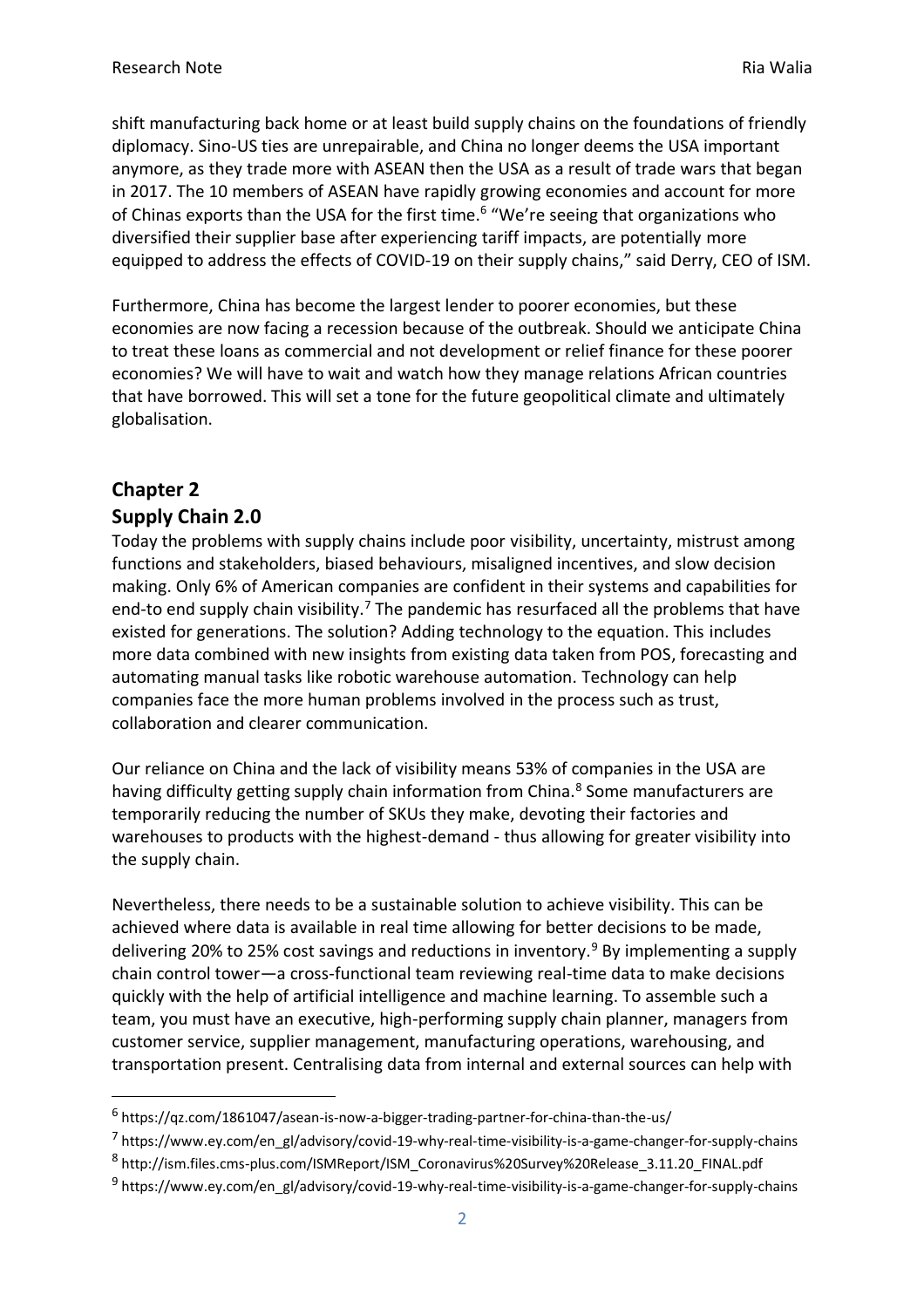shift manufacturing back home or at least build supply chains on the foundations of friendly diplomacy. Sino-US ties are unrepairable, and China no longer deems the USA important anymore, as they trade more with ASEAN then the USA as a result of trade wars that began in 2017. The 10 members of ASEAN have rapidly growing economies and account for more of Chinas exports than the USA for the first time.[6] "We're seeing that organizations who diversified their supplier base after experiencing tariff impacts, are potentially more equipped to address the effects of COVID-19 on their supply chains," said Derry, CEO of ISM.

Furthermore, China has become the largest lender to poorer economies, but these economies are now facing a recession because of the outbreak. Should we anticipate China to treat these loans as commercial and not development or relief finance for these poorer economies? We will have to wait and watch how they manage relations African countries that have borrowed. This will set a tone for the future geopolitical climate and ultimately globalisation.

## Chapter 2

## Supply Chain 2.0

Today the problems with supply chains include poor visibility, uncertainty, mistrust among functions and stakeholders, biased behaviours, misaligned incentives, and slow decision making. Only 6% of American companies are confident in their systems and capabilities for end-to end supply chain visibility.[7] The pandemic has resurfaced all the problems that have existed for generations. The solution? Adding technology to the equation. This includes more data combined with new insights from existing data taken from POS, forecasting and automating manual tasks like robotic warehouse automation. Technology can help companies face the more human problems involved in the process such as trust, collaboration and clearer communication.

Our reliance on China and the lack of visibility means 53% of companies in the USA are having difficulty getting supply chain information from China.[8] Some manufacturers are temporarily reducing the number of SKUs they make, devoting their factories and warehouses to products with the highest-demand - thus allowing for greater visibility into the supply chain.

Nevertheless, there needs to be a sustainable solution to achieve visibility. This can be achieved where data is available in real time allowing for better decisions to be made, delivering 20% to 25% cost savings and reductions in inventory.[9] By implementing a supply chain control tower—a cross-functional team reviewing real-time data to make decisions quickly with the help of artificial intelligence and machine learning. To assemble such a team, you must have an executive, high-performing supply chain planner, managers from customer service, supplier management, manufacturing operations, warehousing, and transportation present. Centralising data from internal and external sources can help with

---

[6] https://qz.com/1861047/asean-is-now-a-bigger-trading-partner-for-china-than-the-us/

[7] https://www.ey.com/en_gl/advisory/covid-19-why-real-time-visibility-is-a-game-changer-for-supply-chains

[8] http://ism.files.cms-plus.com/ISMReport/ISM_Coronavirus%20Survey%20Release_3.11.20_FINAL.pdf

[9] https://www.ey.com/en_gl/advisory/covid-19-why-real-time-visibility-is-a-game-changer-for-supply-chains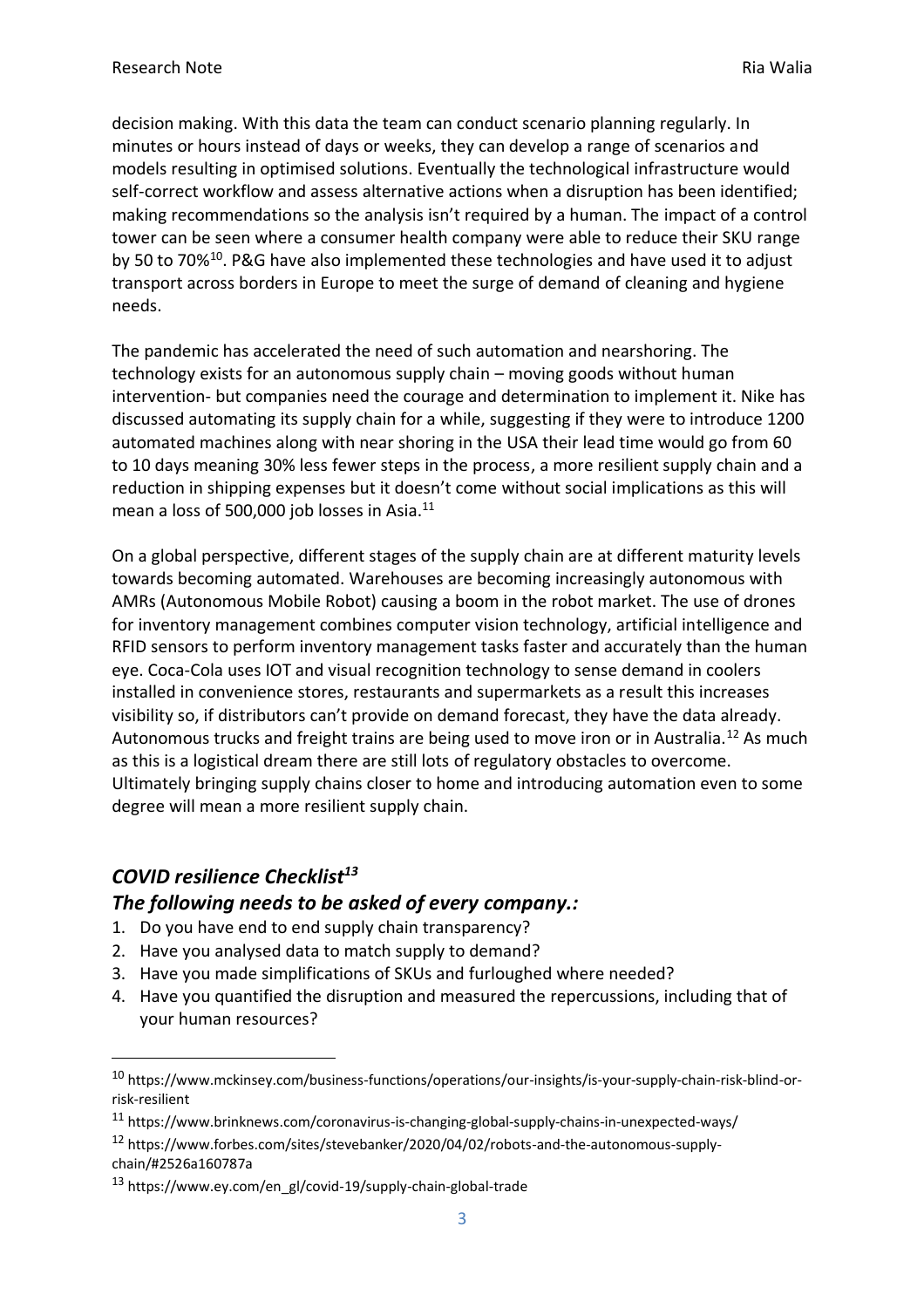decision making. With this data the team can conduct scenario planning regularly. In minutes or hours instead of days or weeks, they can develop a range of scenarios and models resulting in optimised solutions. Eventually the technological infrastructure would self-correct workflow and assess alternative actions when a disruption has been identified; making recommendations so the analysis isn't required by a human. The impact of a control tower can be seen where a consumer health company were able to reduce their SKU range by 50 to 70%[10]. P&G have also implemented these technologies and have used it to adjust transport across borders in Europe to meet the surge of demand of cleaning and hygiene needs.

The pandemic has accelerated the need of such automation and nearshoring. The technology exists for an autonomous supply chain – moving goods without human intervention- but companies need the courage and determination to implement it. Nike has discussed automating its supply chain for a while, suggesting if they were to introduce 1200 automated machines along with near shoring in the USA their lead time would go from 60 to 10 days meaning 30% less fewer steps in the process, a more resilient supply chain and a reduction in shipping expenses but it doesn't come without social implications as this will mean a loss of 500,000 job losses in Asia.[11]

On a global perspective, different stages of the supply chain are at different maturity levels towards becoming automated. Warehouses are becoming increasingly autonomous with AMRs (Autonomous Mobile Robot) causing a boom in the robot market. The use of drones for inventory management combines computer vision technology, artificial intelligence and RFID sensors to perform inventory management tasks faster and accurately than the human eye. Coca-Cola uses IOT and visual recognition technology to sense demand in coolers installed in convenience stores, restaurants and supermarkets as a result this increases visibility so, if distributors can't provide on demand forecast, they have the data already. Autonomous trucks and freight trains are being used to move iron or in Australia.[12] As much as this is a logistical dream there are still lots of regulatory obstacles to overcome. Ultimately bringing supply chains closer to home and introducing automation even to some degree will mean a more resilient supply chain.

## *COVID resilience Checklist[13]*

## *The following needs to be asked of every company.:*

1. Do you have end to end supply chain transparency?
2. Have you analysed data to match supply to demand?
3. Have you made simplifications of SKUs and furloughed where needed?
4. Have you quantified the disruption and measured the repercussions, including that of your human resources?

---

[10] https://www.mckinsey.com/business-functions/operations/our-insights/is-your-supply-chain-risk-blind-or-risk-resilient

[11] https://www.brinknews.com/coronavirus-is-changing-global-supply-chains-in-unexpected-ways/

[12] https://www.forbes.com/sites/stevebanker/2020/04/02/robots-and-the-autonomous-supply-chain/#2526a160787a

[13] https://www.ey.com/en_gl/covid-19/supply-chain-global-trade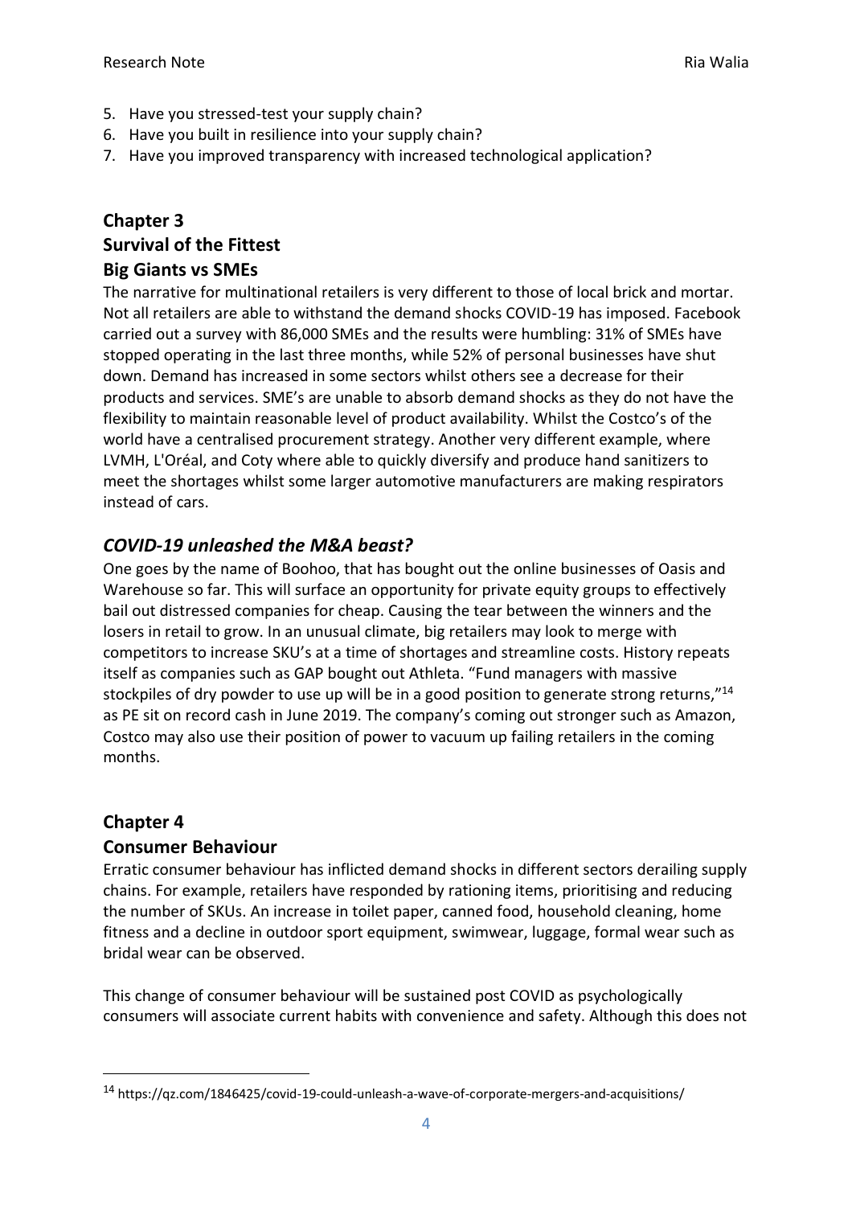5. Have you stressed-test your supply chain?
6. Have you built in resilience into your supply chain?
7. Have you improved transparency with increased technological application?

## Chapter 3
## Survival of the Fittest
### Big Giants vs SMEs

The narrative for multinational retailers is very different to those of local brick and mortar. Not all retailers are able to withstand the demand shocks COVID-19 has imposed. Facebook carried out a survey with 86,000 SMEs and the results were humbling: 31% of SMEs have stopped operating in the last three months, while 52% of personal businesses have shut down. Demand has increased in some sectors whilst others see a decrease for their products and services. SME's are unable to absorb demand shocks as they do not have the flexibility to maintain reasonable level of product availability. Whilst the Costco's of the world have a centralised procurement strategy. Another very different example, where LVMH, L'Oréal, and Coty where able to quickly diversify and produce hand sanitizers to meet the shortages whilst some larger automotive manufacturers are making respirators instead of cars.

### *COVID-19 unleashed the M&A beast?*

One goes by the name of Boohoo, that has bought out the online businesses of Oasis and Warehouse so far. This will surface an opportunity for private equity groups to effectively bail out distressed companies for cheap. Causing the tear between the winners and the losers in retail to grow. In an unusual climate, big retailers may look to merge with competitors to increase SKU's at a time of shortages and streamline costs. History repeats itself as companies such as GAP bought out Athleta. "Fund managers with massive stockpiles of dry powder to use up will be in a good position to generate strong returns,"[14] as PE sit on record cash in June 2019. The company's coming out stronger such as Amazon, Costco may also use their position of power to vacuum up failing retailers in the coming months.

## Chapter 4
### Consumer Behaviour

Erratic consumer behaviour has inflicted demand shocks in different sectors derailing supply chains. For example, retailers have responded by rationing items, prioritising and reducing the number of SKUs. An increase in toilet paper, canned food, household cleaning, home fitness and a decline in outdoor sport equipment, swimwear, luggage, formal wear such as bridal wear can be observed.

This change of consumer behaviour will be sustained post COVID as psychologically consumers will associate current habits with convenience and safety. Although this does not

---

[14] https://qz.com/1846425/covid-19-could-unleash-a-wave-of-corporate-mergers-and-acquisitions/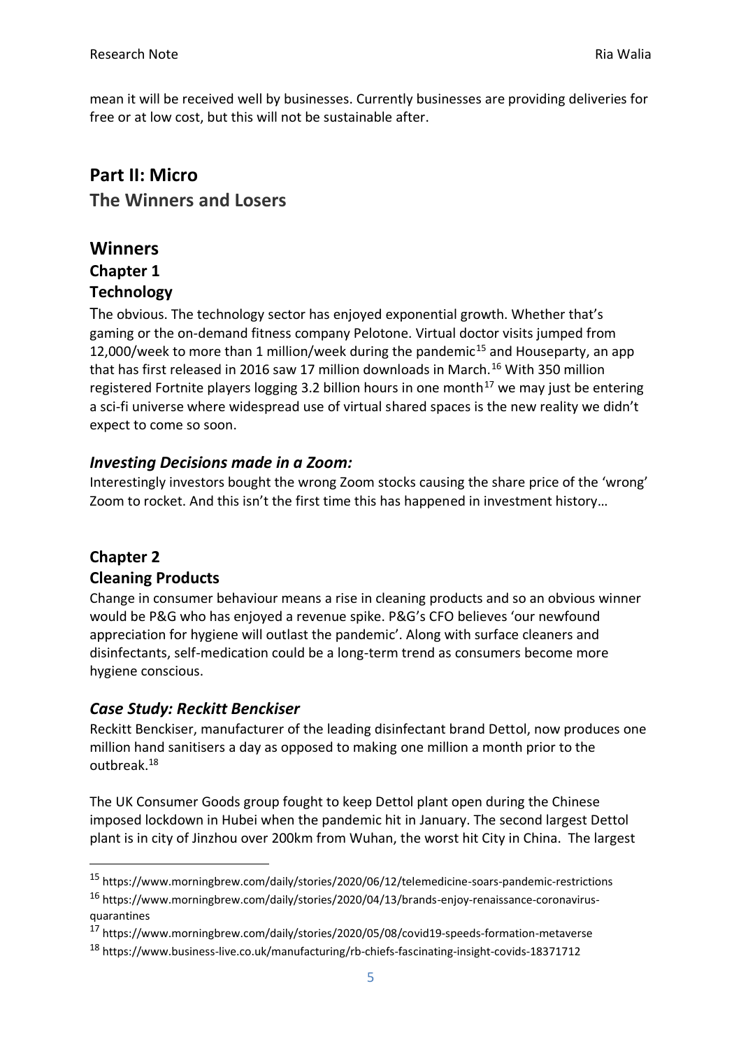mean it will be received well by businesses. Currently businesses are providing deliveries for free or at low cost, but this will not be sustainable after.

# Part II: Micro

## The Winners and Losers

# Winners

## Chapter 1

## Technology

The obvious. The technology sector has enjoyed exponential growth. Whether that's gaming or the on-demand fitness company Pelotone. Virtual doctor visits jumped from 12,000/week to more than 1 million/week during the pandemic[15] and Houseparty, an app that has first released in 2016 saw 17 million downloads in March.[16] With 350 million registered Fortnite players logging 3.2 billion hours in one month[17] we may just be entering a sci-fi universe where widespread use of virtual shared spaces is the new reality we didn't expect to come so soon.

### *Investing Decisions made in a Zoom:*

Interestingly investors bought the wrong Zoom stocks causing the share price of the 'wrong' Zoom to rocket. And this isn't the first time this has happened in investment history…

## Chapter 2

## Cleaning Products

Change in consumer behaviour means a rise in cleaning products and so an obvious winner would be P&G who has enjoyed a revenue spike. P&G's CFO believes 'our newfound appreciation for hygiene will outlast the pandemic'. Along with surface cleaners and disinfectants, self-medication could be a long-term trend as consumers become more hygiene conscious.

### *Case Study: Reckitt Benckiser*

Reckitt Benckiser, manufacturer of the leading disinfectant brand Dettol, now produces one million hand sanitisers a day as opposed to making one million a month prior to the outbreak.[18]

The UK Consumer Goods group fought to keep Dettol plant open during the Chinese imposed lockdown in Hubei when the pandemic hit in January. The second largest Dettol plant is in city of Jinzhou over 200km from Wuhan, the worst hit City in China. The largest

---

[15] https://www.morningbrew.com/daily/stories/2020/06/12/telemedicine-soars-pandemic-restrictions

[16] https://www.morningbrew.com/daily/stories/2020/04/13/brands-enjoy-renaissance-coronavirus-quarantines

[17] https://www.morningbrew.com/daily/stories/2020/05/08/covid19-speeds-formation-metaverse

[18] https://www.business-live.co.uk/manufacturing/rb-chiefs-fascinating-insight-covids-18371712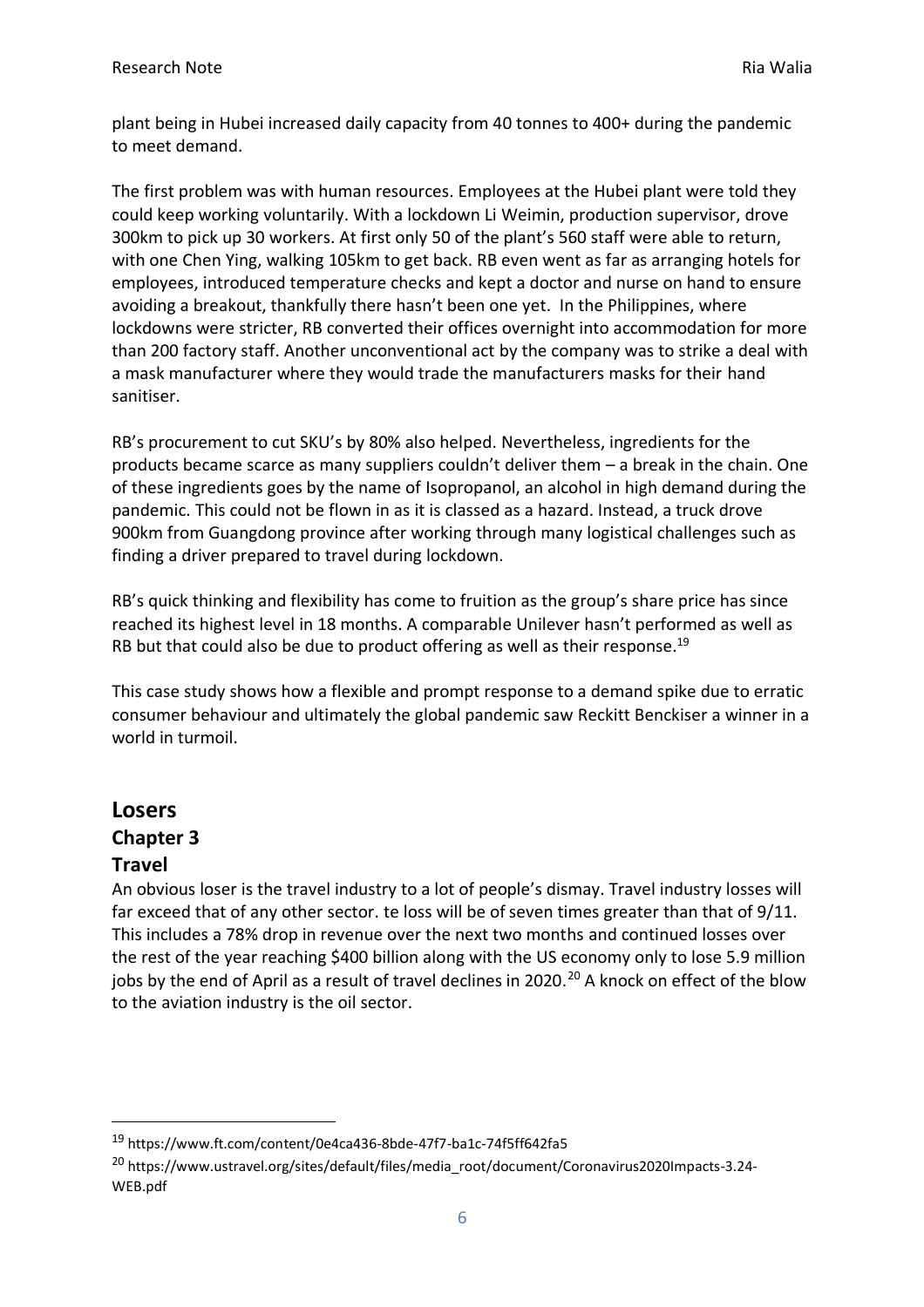plant being in Hubei increased daily capacity from 40 tonnes to 400+ during the pandemic to meet demand.

The first problem was with human resources. Employees at the Hubei plant were told they could keep working voluntarily. With a lockdown Li Weimin, production supervisor, drove 300km to pick up 30 workers. At first only 50 of the plant's 560 staff were able to return, with one Chen Ying, walking 105km to get back. RB even went as far as arranging hotels for employees, introduced temperature checks and kept a doctor and nurse on hand to ensure avoiding a breakout, thankfully there hasn't been one yet. In the Philippines, where lockdowns were stricter, RB converted their offices overnight into accommodation for more than 200 factory staff. Another unconventional act by the company was to strike a deal with a mask manufacturer where they would trade the manufacturers masks for their hand sanitiser.

RB's procurement to cut SKU's by 80% also helped. Nevertheless, ingredients for the products became scarce as many suppliers couldn't deliver them – a break in the chain. One of these ingredients goes by the name of Isopropanol, an alcohol in high demand during the pandemic. This could not be flown in as it is classed as a hazard. Instead, a truck drove 900km from Guangdong province after working through many logistical challenges such as finding a driver prepared to travel during lockdown.

RB's quick thinking and flexibility has come to fruition as the group's share price has since reached its highest level in 18 months. A comparable Unilever hasn't performed as well as RB but that could also be due to product offering as well as their response.[19]

This case study shows how a flexible and prompt response to a demand spike due to erratic consumer behaviour and ultimately the global pandemic saw Reckitt Benckiser a winner in a world in turmoil.

# Losers

## Chapter 3

### Travel

An obvious loser is the travel industry to a lot of people's dismay. Travel industry losses will far exceed that of any other sector. te loss will be of seven times greater than that of 9/11. This includes a 78% drop in revenue over the next two months and continued losses over the rest of the year reaching $400 billion along with the US economy only to lose 5.9 million jobs by the end of April as a result of travel declines in 2020.[20] A knock on effect of the blow to the aviation industry is the oil sector.

---

[19] https://www.ft.com/content/0e4ca436-8bde-47f7-ba1c-74f5ff642fa5

[20] https://www.ustravel.org/sites/default/files/media_root/document/Coronavirus2020Impacts-3.24-WEB.pdf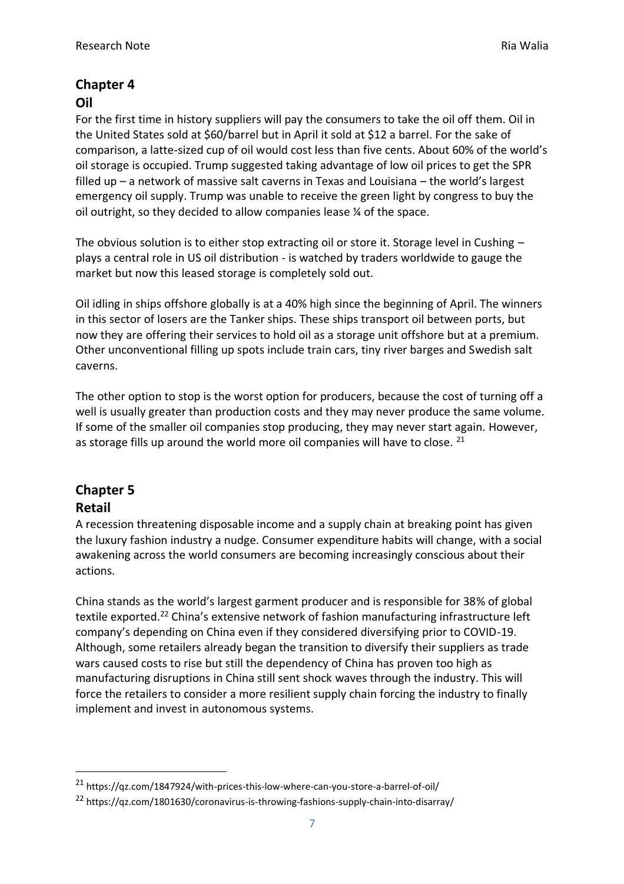## Chapter 4
## Oil

For the first time in history suppliers will pay the consumers to take the oil off them. Oil in the United States sold at $60/barrel but in April it sold at $12 a barrel. For the sake of comparison, a latte-sized cup of oil would cost less than five cents. About 60% of the world's oil storage is occupied. Trump suggested taking advantage of low oil prices to get the SPR filled up – a network of massive salt caverns in Texas and Louisiana – the world's largest emergency oil supply. Trump was unable to receive the green light by congress to buy the oil outright, so they decided to allow companies lease ¼ of the space.

The obvious solution is to either stop extracting oil or store it. Storage level in Cushing – plays a central role in US oil distribution - is watched by traders worldwide to gauge the market but now this leased storage is completely sold out.

Oil idling in ships offshore globally is at a 40% high since the beginning of April. The winners in this sector of losers are the Tanker ships. These ships transport oil between ports, but now they are offering their services to hold oil as a storage unit offshore but at a premium. Other unconventional filling up spots include train cars, tiny river barges and Swedish salt caverns.

The other option to stop is the worst option for producers, because the cost of turning off a well is usually greater than production costs and they may never produce the same volume. If some of the smaller oil companies stop producing, they may never start again. However, as storage fills up around the world more oil companies will have to close. [21]

## Chapter 5
## Retail

A recession threatening disposable income and a supply chain at breaking point has given the luxury fashion industry a nudge. Consumer expenditure habits will change, with a social awakening across the world consumers are becoming increasingly conscious about their actions.

China stands as the world's largest garment producer and is responsible for 38% of global textile exported.[22] China's extensive network of fashion manufacturing infrastructure left company's depending on China even if they considered diversifying prior to COVID-19. Although, some retailers already began the transition to diversify their suppliers as trade wars caused costs to rise but still the dependency of China has proven too high as manufacturing disruptions in China still sent shock waves through the industry. This will force the retailers to consider a more resilient supply chain forcing the industry to finally implement and invest in autonomous systems.

---

[21] https://qz.com/1847924/with-prices-this-low-where-can-you-store-a-barrel-of-oil/

[22] https://qz.com/1801630/coronavirus-is-throwing-fashions-supply-chain-into-disarray/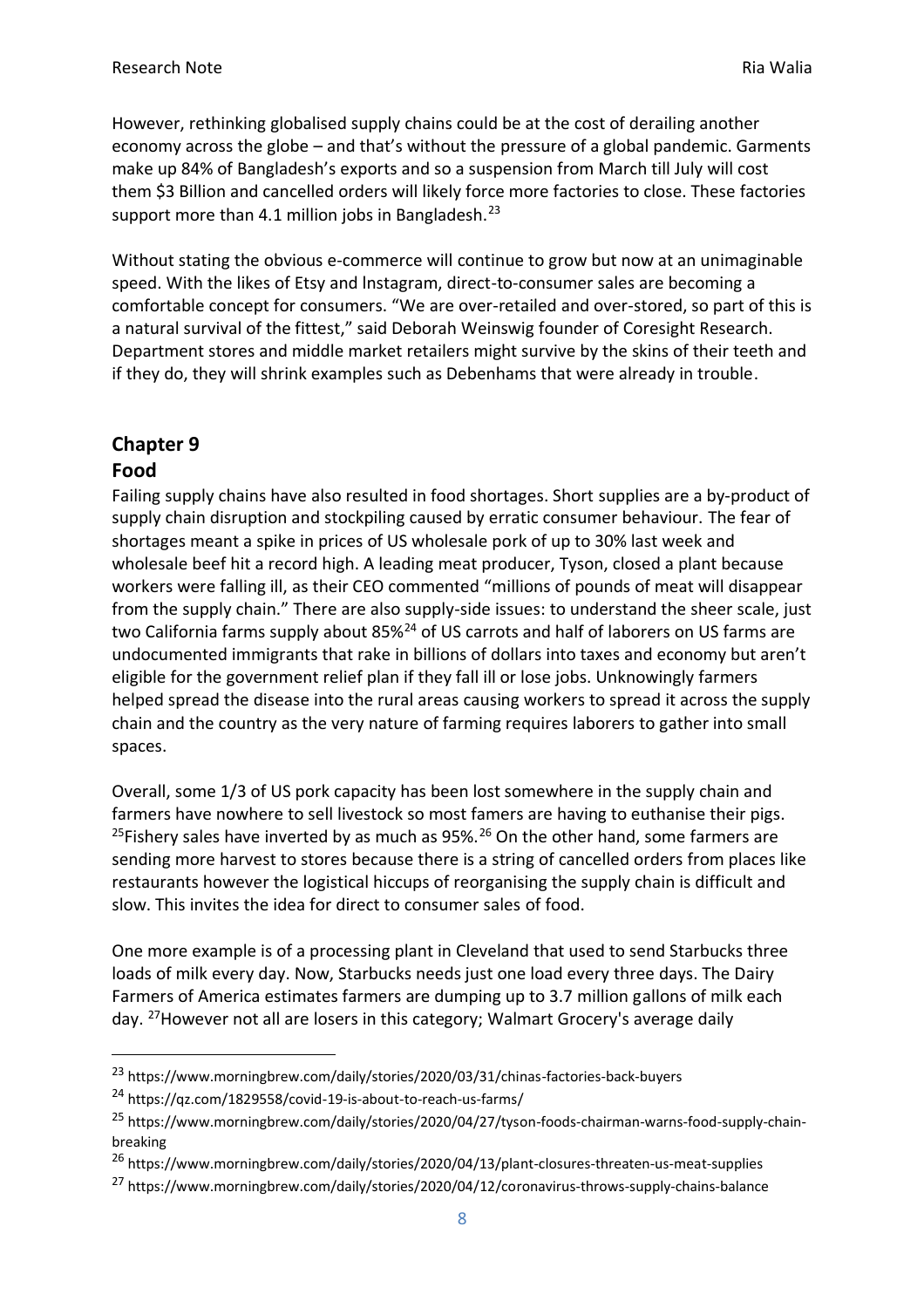However, rethinking globalised supply chains could be at the cost of derailing another economy across the globe – and that's without the pressure of a global pandemic. Garments make up 84% of Bangladesh's exports and so a suspension from March till July will cost them $3 Billion and cancelled orders will likely force more factories to close. These factories support more than 4.1 million jobs in Bangladesh.[23]

Without stating the obvious e-commerce will continue to grow but now at an unimaginable speed. With the likes of Etsy and Instagram, direct-to-consumer sales are becoming a comfortable concept for consumers. "We are over-retailed and over-stored, so part of this is a natural survival of the fittest," said Deborah Weinswig founder of Coresight Research. Department stores and middle market retailers might survive by the skins of their teeth and if they do, they will shrink examples such as Debenhams that were already in trouble.

## Chapter 9

## Food

Failing supply chains have also resulted in food shortages. Short supplies are a by-product of supply chain disruption and stockpiling caused by erratic consumer behaviour. The fear of shortages meant a spike in prices of US wholesale pork of up to 30% last week and wholesale beef hit a record high. A leading meat producer, Tyson, closed a plant because workers were falling ill, as their CEO commented "millions of pounds of meat will disappear from the supply chain." There are also supply-side issues: to understand the sheer scale, just two California farms supply about 85%[24] of US carrots and half of laborers on US farms are undocumented immigrants that rake in billions of dollars into taxes and economy but aren't eligible for the government relief plan if they fall ill or lose jobs. Unknowingly farmers helped spread the disease into the rural areas causing workers to spread it across the supply chain and the country as the very nature of farming requires laborers to gather into small spaces.

Overall, some 1/3 of US pork capacity has been lost somewhere in the supply chain and farmers have nowhere to sell livestock so most famers are having to euthanise their pigs. [25]Fishery sales have inverted by as much as 95%.[26] On the other hand, some farmers are sending more harvest to stores because there is a string of cancelled orders from places like restaurants however the logistical hiccups of reorganising the supply chain is difficult and slow. This invites the idea for direct to consumer sales of food.

One more example is of a processing plant in Cleveland that used to send Starbucks three loads of milk every day. Now, Starbucks needs just one load every three days. The Dairy Farmers of America estimates farmers are dumping up to 3.7 million gallons of milk each day. [27]However not all are losers in this category; Walmart Grocery's average daily

---

[23] https://www.morningbrew.com/daily/stories/2020/03/31/chinas-factories-back-buyers

[24] https://qz.com/1829558/covid-19-is-about-to-reach-us-farms/

[25] https://www.morningbrew.com/daily/stories/2020/04/27/tyson-foods-chairman-warns-food-supply-chain-breaking

[26] https://www.morningbrew.com/daily/stories/2020/04/13/plant-closures-threaten-us-meat-supplies

[27] https://www.morningbrew.com/daily/stories/2020/04/12/coronavirus-throws-supply-chains-balance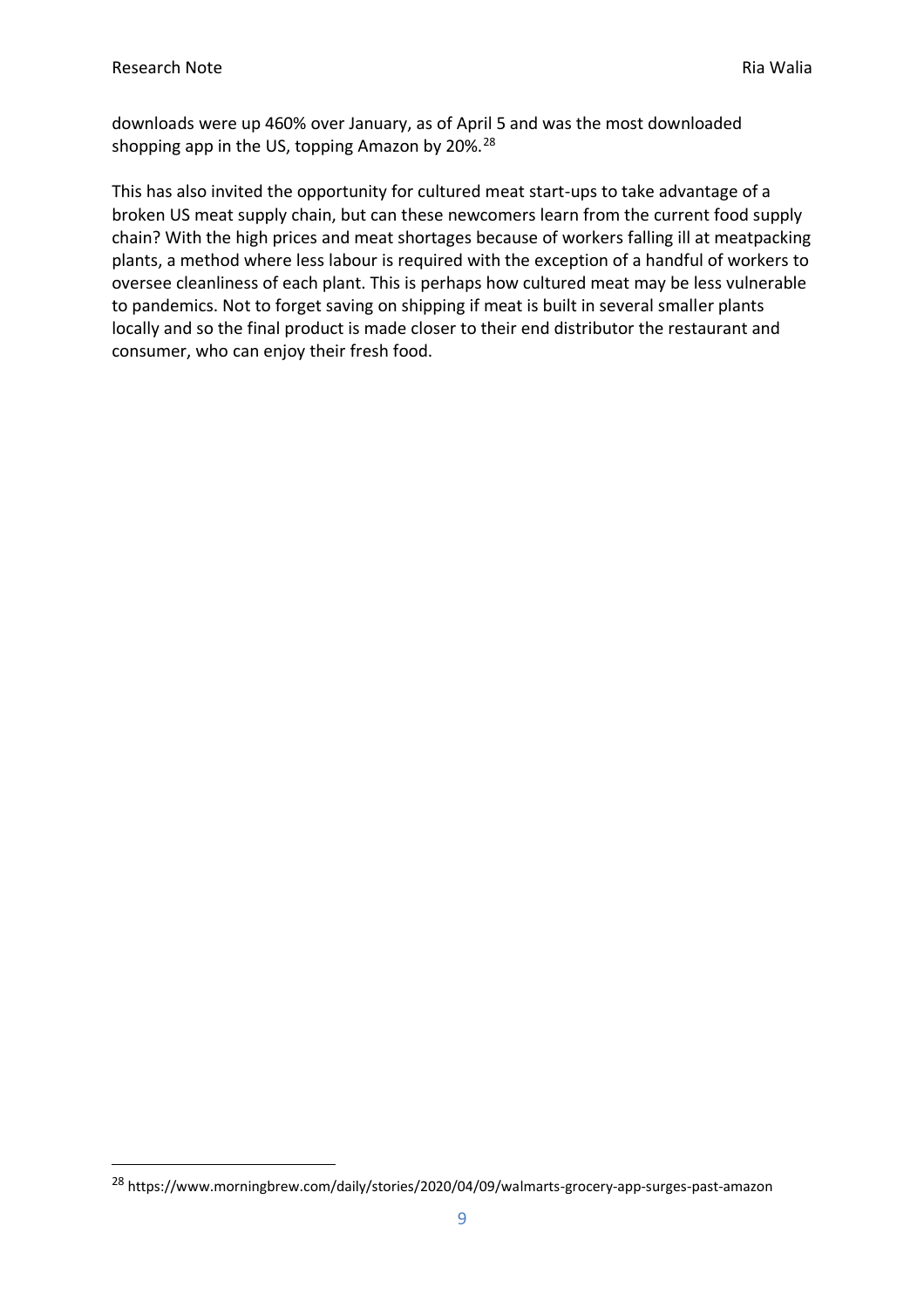downloads were up 460% over January, as of April 5 and was the most downloaded shopping app in the US, topping Amazon by 20%.[28]

This has also invited the opportunity for cultured meat start-ups to take advantage of a broken US meat supply chain, but can these newcomers learn from the current food supply chain? With the high prices and meat shortages because of workers falling ill at meatpacking plants, a method where less labour is required with the exception of a handful of workers to oversee cleanliness of each plant. This is perhaps how cultured meat may be less vulnerable to pandemics. Not to forget saving on shipping if meat is built in several smaller plants locally and so the final product is made closer to their end distributor the restaurant and consumer, who can enjoy their fresh food.

[28] https://www.morningbrew.com/daily/stories/2020/04/09/walmarts-grocery-app-surges-past-amazon